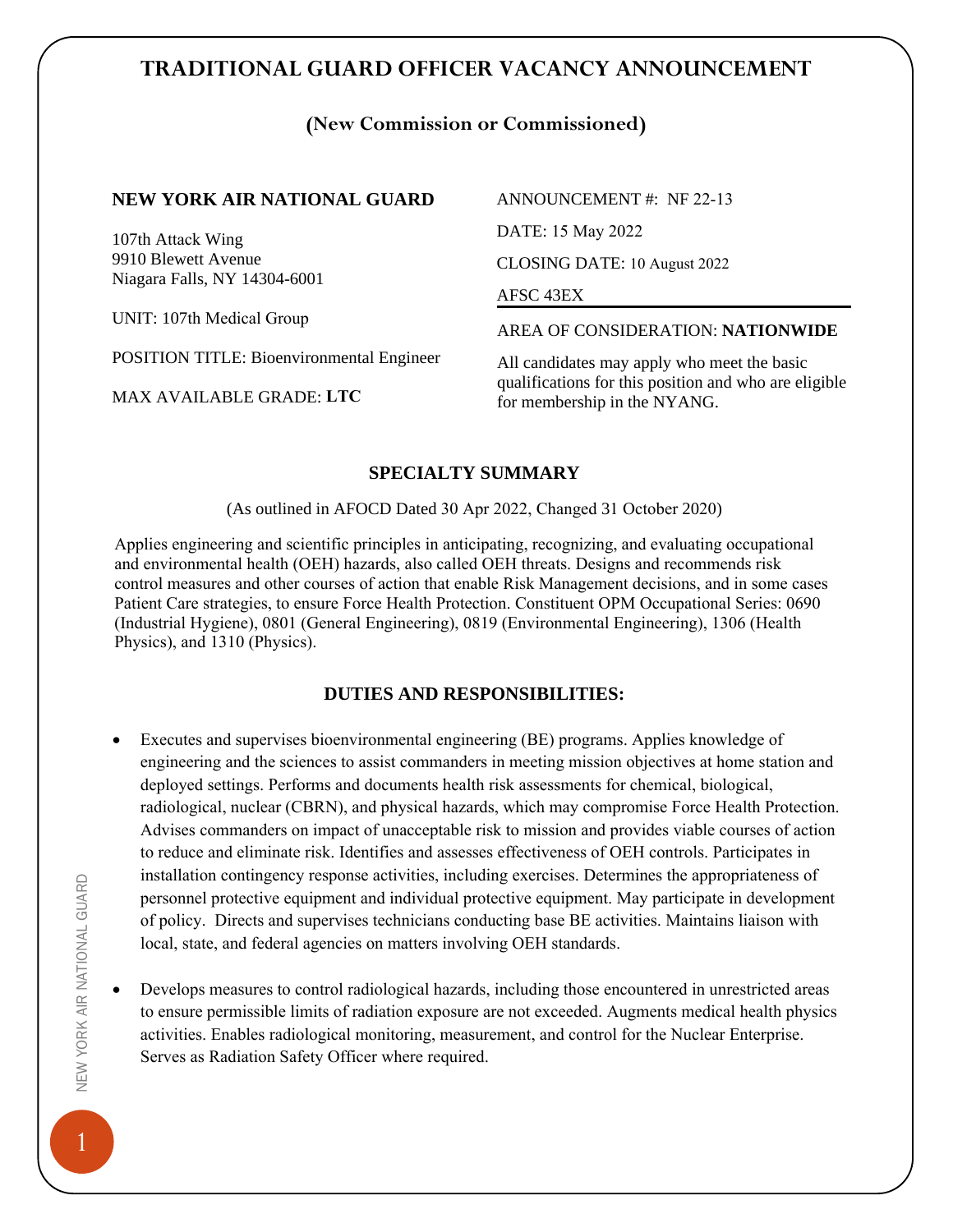# TRADITIONAL GUARD OFFICER VACANCY ANNOUNCEMENT

## (New Commission or Commissioned)

**NEW YORK AIR NATIONAL GUARD**

107th Attack Wing
9910 Blewett Avenue
Niagara Falls, NY 14304-6001

UNIT: 107th Medical Group

POSITION TITLE: Bioenvironmental Engineer

MAX AVAILABLE GRADE: **LTC**

ANNOUNCEMENT #: NF 22-13

DATE: 15 May 2022

CLOSING DATE: 10 August 2022

AFSC 43EX

AREA OF CONSIDERATION: **NATIONWIDE**

All candidates may apply who meet the basic qualifications for this position and who are eligible for membership in the NYANG.

### SPECIALTY SUMMARY

(As outlined in AFOCD Dated 30 Apr 2022, Changed 31 October 2020)

Applies engineering and scientific principles in anticipating, recognizing, and evaluating occupational and environmental health (OEH) hazards, also called OEH threats. Designs and recommends risk control measures and other courses of action that enable Risk Management decisions, and in some cases Patient Care strategies, to ensure Force Health Protection. Constituent OPM Occupational Series: 0690 (Industrial Hygiene), 0801 (General Engineering), 0819 (Environmental Engineering), 1306 (Health Physics), and 1310 (Physics).

### DUTIES AND RESPONSIBILITIES:

- Executes and supervises bioenvironmental engineering (BE) programs. Applies knowledge of engineering and the sciences to assist commanders in meeting mission objectives at home station and deployed settings. Performs and documents health risk assessments for chemical, biological, radiological, nuclear (CBRN), and physical hazards, which may compromise Force Health Protection. Advises commanders on impact of unacceptable risk to mission and provides viable courses of action to reduce and eliminate risk. Identifies and assesses effectiveness of OEH controls. Participates in installation contingency response activities, including exercises. Determines the appropriateness of personnel protective equipment and individual protective equipment. May participate in development of policy. Directs and supervises technicians conducting base BE activities. Maintains liaison with local, state, and federal agencies on matters involving OEH standards.

- Develops measures to control radiological hazards, including those encountered in unrestricted areas to ensure permissible limits of radiation exposure are not exceeded. Augments medical health physics activities. Enables radiological monitoring, measurement, and control for the Nuclear Enterprise. Serves as Radiation Safety Officer where required.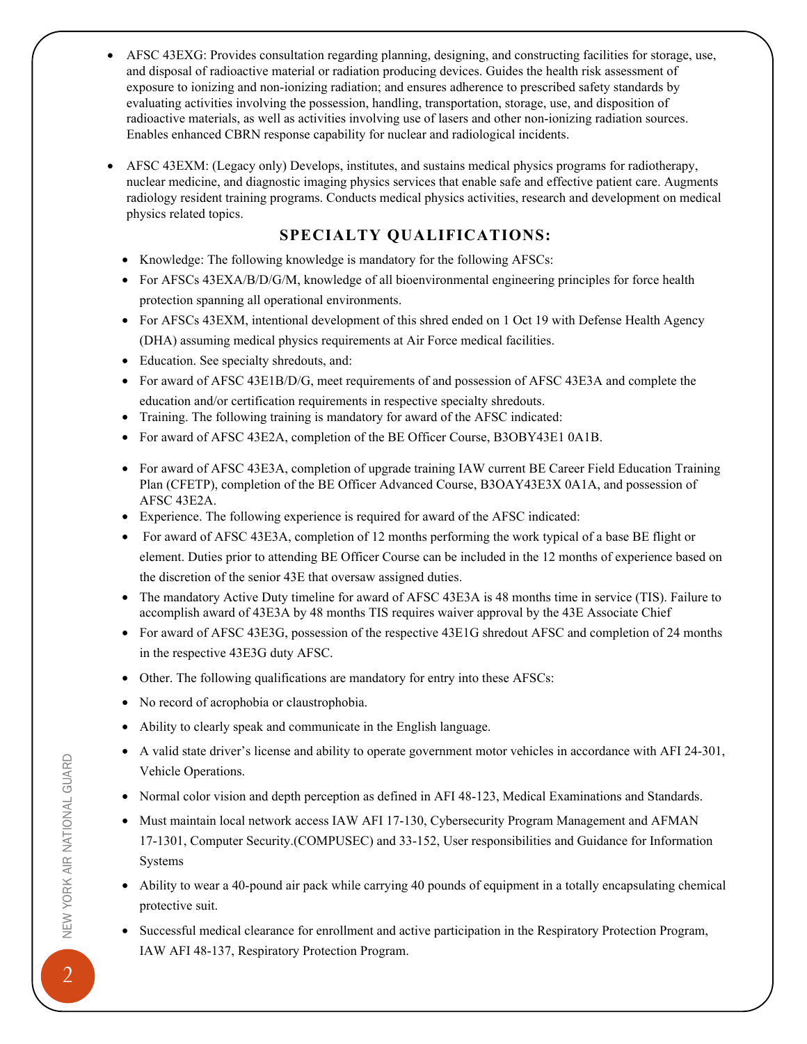- AFSC 43EXG: Provides consultation regarding planning, designing, and constructing facilities for storage, use, and disposal of radioactive material or radiation producing devices. Guides the health risk assessment of exposure to ionizing and non-ionizing radiation; and ensures adherence to prescribed safety standards by evaluating activities involving the possession, handling, transportation, storage, use, and disposition of radioactive materials, as well as activities involving use of lasers and other non-ionizing radiation sources. Enables enhanced CBRN response capability for nuclear and radiological incidents.

- AFSC 43EXM: (Legacy only) Develops, institutes, and sustains medical physics programs for radiotherapy, nuclear medicine, and diagnostic imaging physics services that enable safe and effective patient care. Augments radiology resident training programs. Conducts medical physics activities, research and development on medical physics related topics.

## SPECIALTY QUALIFICATIONS:

- Knowledge: The following knowledge is mandatory for the following AFSCs:
- For AFSCs 43EXA/B/D/G/M, knowledge of all bioenvironmental engineering principles for force health protection spanning all operational environments.
- For AFSCs 43EXM, intentional development of this shred ended on 1 Oct 19 with Defense Health Agency (DHA) assuming medical physics requirements at Air Force medical facilities.
- Education. See specialty shredouts, and:
- For award of AFSC 43E1B/D/G, meet requirements of and possession of AFSC 43E3A and complete the education and/or certification requirements in respective specialty shredouts.
- Training. The following training is mandatory for award of the AFSC indicated:
- For award of AFSC 43E2A, completion of the BE Officer Course, B3OBY43E1 0A1B.
- For award of AFSC 43E3A, completion of upgrade training IAW current BE Career Field Education Training Plan (CFETP), completion of the BE Officer Advanced Course, B3OAY43E3X 0A1A, and possession of AFSC 43E2A.
- Experience. The following experience is required for award of the AFSC indicated:
- For award of AFSC 43E3A, completion of 12 months performing the work typical of a base BE flight or element. Duties prior to attending BE Officer Course can be included in the 12 months of experience based on the discretion of the senior 43E that oversaw assigned duties.
- The mandatory Active Duty timeline for award of AFSC 43E3A is 48 months time in service (TIS). Failure to accomplish award of 43E3A by 48 months TIS requires waiver approval by the 43E Associate Chief
- For award of AFSC 43E3G, possession of the respective 43E1G shredout AFSC and completion of 24 months in the respective 43E3G duty AFSC.
- Other. The following qualifications are mandatory for entry into these AFSCs:
- No record of acrophobia or claustrophobia.
- Ability to clearly speak and communicate in the English language.
- A valid state driver's license and ability to operate government motor vehicles in accordance with AFI 24-301, Vehicle Operations.
- Normal color vision and depth perception as defined in AFI 48-123, Medical Examinations and Standards.
- Must maintain local network access IAW AFI 17-130, Cybersecurity Program Management and AFMAN 17-1301, Computer Security.(COMPUSEC) and 33-152, User responsibilities and Guidance for Information Systems
- Ability to wear a 40-pound air pack while carrying 40 pounds of equipment in a totally encapsulating chemical protective suit.
- Successful medical clearance for enrollment and active participation in the Respiratory Protection Program, IAW AFI 48-137, Respiratory Protection Program.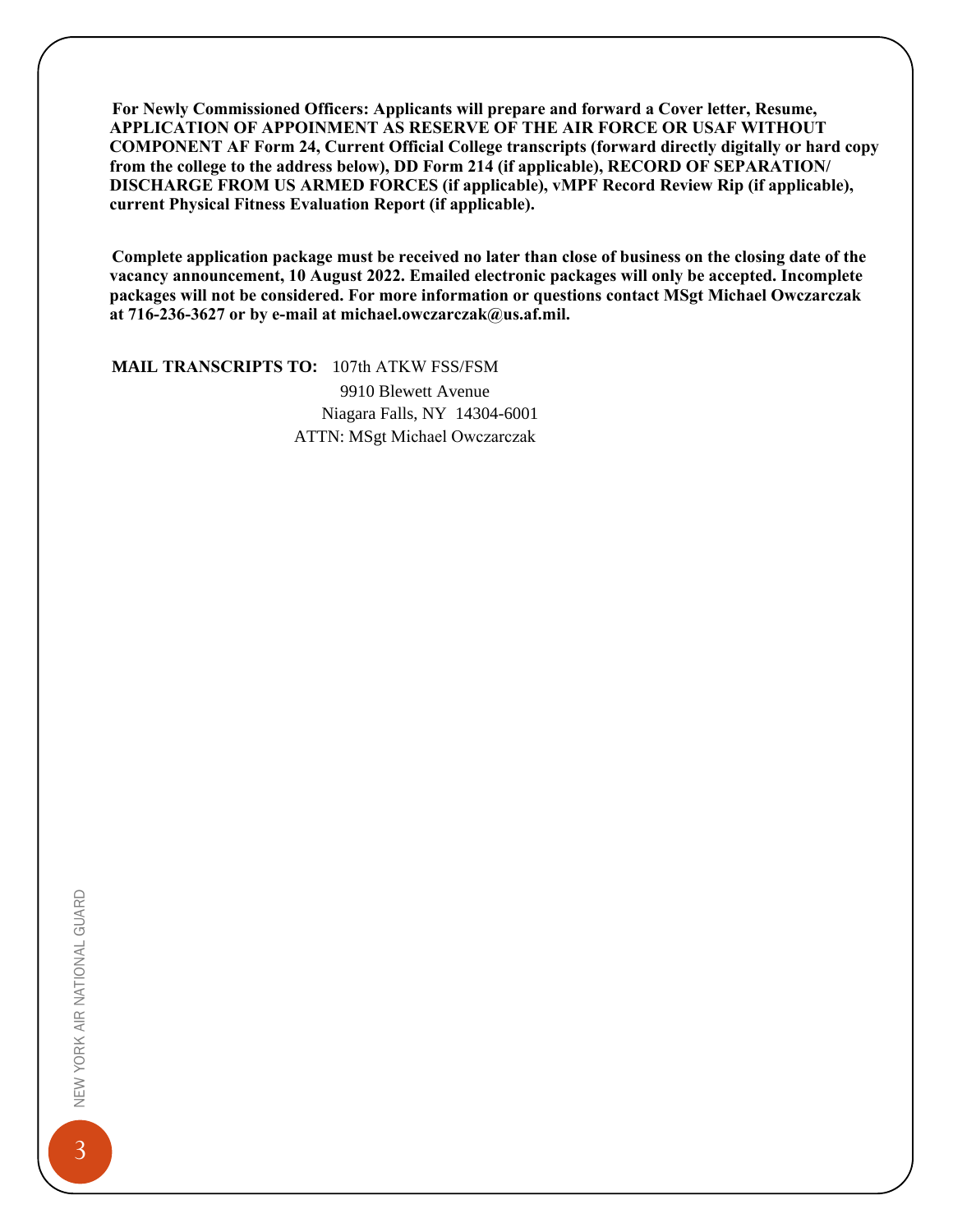**For Newly Commissioned Officers: Applicants will prepare and forward a Cover letter, Resume, APPLICATION OF APPOINMENT AS RESERVE OF THE AIR FORCE OR USAF WITHOUT COMPONENT AF Form 24, Current Official College transcripts (forward directly digitally or hard copy from the college to the address below), DD Form 214 (if applicable), RECORD OF SEPARATION/ DISCHARGE FROM US ARMED FORCES (if applicable), vMPF Record Review Rip (if applicable), current Physical Fitness Evaluation Report (if applicable).**

**Complete application package must be received no later than close of business on the closing date of the vacancy announcement, 10 August 2022. Emailed electronic packages will only be accepted. Incomplete packages will not be considered. For more information or questions contact MSgt Michael Owczarczak at 716-236-3627 or by e-mail at michael.owczarczak@us.af.mil.**

**MAIL TRANSCRIPTS TO:** 107th ATKW FSS/FSM
9910 Blewett Avenue
Niagara Falls, NY 14304-6001
ATTN: MSgt Michael Owczarczak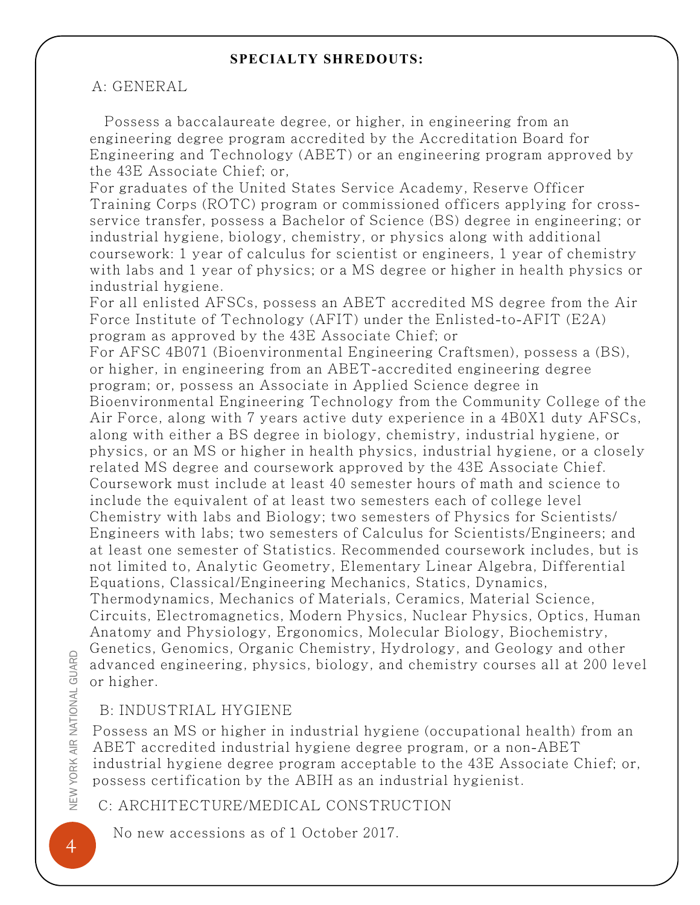## SPECIALTY SHREDOUTS:

### A: GENERAL

Possess a baccalaureate degree, or higher, in engineering from an engineering degree program accredited by the Accreditation Board for Engineering and Technology (ABET) or an engineering program approved by the 43E Associate Chief; or,

For graduates of the United States Service Academy, Reserve Officer Training Corps (ROTC) program or commissioned officers applying for cross-service transfer, possess a Bachelor of Science (BS) degree in engineering; or industrial hygiene, biology, chemistry, or physics along with additional coursework: 1 year of calculus for scientist or engineers, 1 year of chemistry with labs and 1 year of physics; or a MS degree or higher in health physics or industrial hygiene.

For all enlisted AFSCs, possess an ABET accredited MS degree from the Air Force Institute of Technology (AFIT) under the Enlisted-to-AFIT (E2A) program as approved by the 43E Associate Chief; or

For AFSC 4B071 (Bioenvironmental Engineering Craftsmen), possess a (BS), or higher, in engineering from an ABET-accredited engineering degree program; or, possess an Associate in Applied Science degree in Bioenvironmental Engineering Technology from the Community College of the Air Force, along with 7 years active duty experience in a 4B0X1 duty AFSCs, along with either a BS degree in biology, chemistry, industrial hygiene, or physics, or an MS or higher in health physics, industrial hygiene, or a closely related MS degree and coursework approved by the 43E Associate Chief. Coursework must include at least 40 semester hours of math and science to include the equivalent of at least two semesters each of college level Chemistry with labs and Biology; two semesters of Physics for Scientists/Engineers with labs; two semesters of Calculus for Scientists/Engineers; and at least one semester of Statistics. Recommended coursework includes, but is not limited to, Analytic Geometry, Elementary Linear Algebra, Differential Equations, Classical/Engineering Mechanics, Statics, Dynamics, Thermodynamics, Mechanics of Materials, Ceramics, Material Science, Circuits, Electromagnetics, Modern Physics, Nuclear Physics, Optics, Human Anatomy and Physiology, Ergonomics, Molecular Biology, Biochemistry, Genetics, Genomics, Organic Chemistry, Hydrology, and Geology and other advanced engineering, physics, biology, and chemistry courses all at 200 level or higher.

### B: INDUSTRIAL HYGIENE

Possess an MS or higher in industrial hygiene (occupational health) from an ABET accredited industrial hygiene degree program, or a non-ABET industrial hygiene degree program acceptable to the 43E Associate Chief; or, possess certification by the ABIH as an industrial hygienist.

### C: ARCHITECTURE/MEDICAL CONSTRUCTION

No new accessions as of 1 October 2017.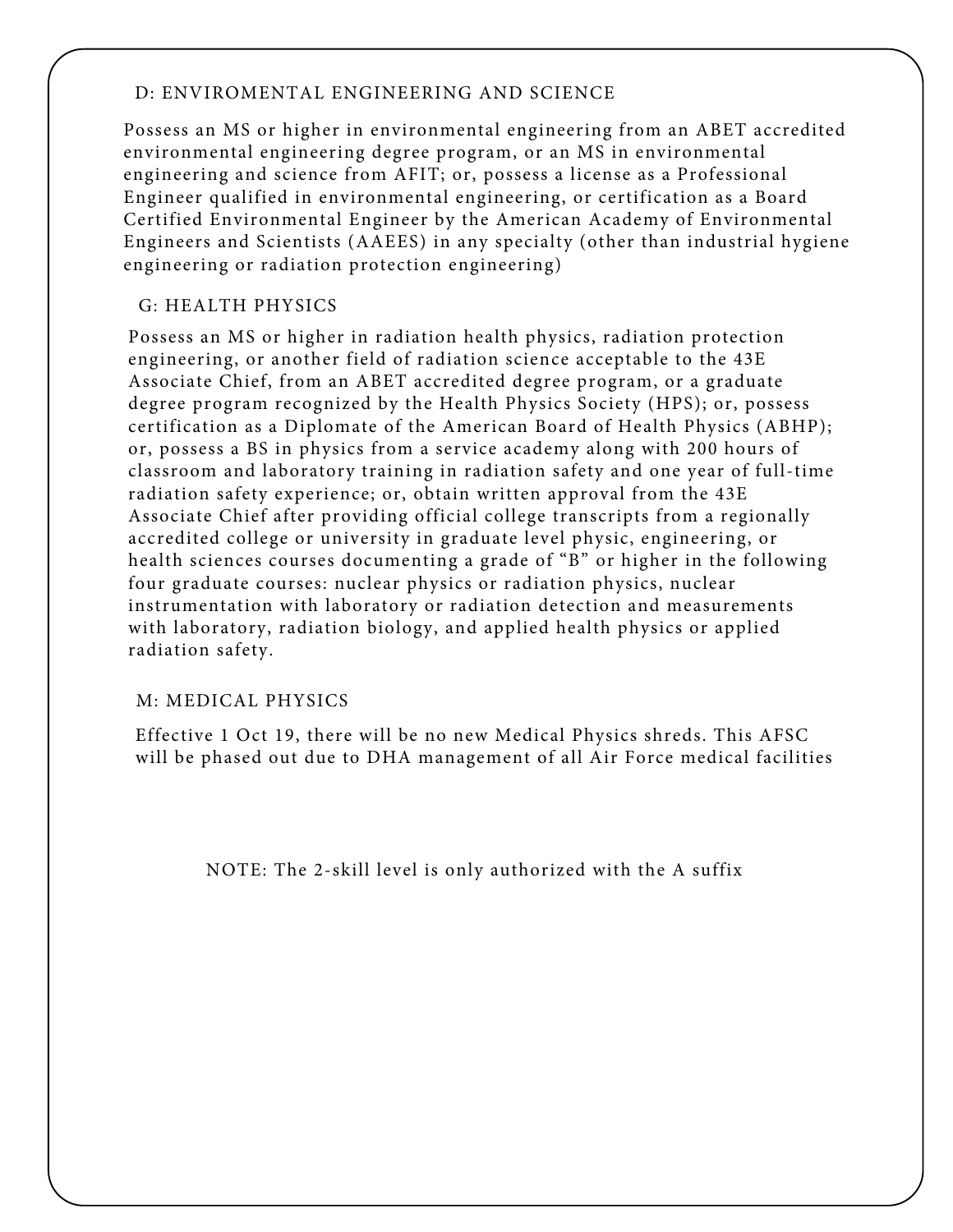## D: ENVIROMENTAL ENGINEERING AND SCIENCE

Possess an MS or higher in environmental engineering from an ABET accredited environmental engineering degree program, or an MS in environmental engineering and science from AFIT; or, possess a license as a Professional Engineer qualified in environmental engineering, or certification as a Board Certified Environmental Engineer by the American Academy of Environmental Engineers and Scientists (AAEES) in any specialty (other than industrial hygiene engineering or radiation protection engineering)

## G: HEALTH PHYSICS

Possess an MS or higher in radiation health physics, radiation protection engineering, or another field of radiation science acceptable to the 43E Associate Chief, from an ABET accredited degree program, or a graduate degree program recognized by the Health Physics Society (HPS); or, possess certification as a Diplomate of the American Board of Health Physics (ABHP); or, possess a BS in physics from a service academy along with 200 hours of classroom and laboratory training in radiation safety and one year of full-time radiation safety experience; or, obtain written approval from the 43E Associate Chief after providing official college transcripts from a regionally accredited college or university in graduate level physic, engineering, or health sciences courses documenting a grade of "B" or higher in the following four graduate courses: nuclear physics or radiation physics, nuclear instrumentation with laboratory or radiation detection and measurements with laboratory, radiation biology, and applied health physics or applied radiation safety.

## M: MEDICAL PHYSICS

Effective 1 Oct 19, there will be no new Medical Physics shreds. This AFSC will be phased out due to DHA management of all Air Force medical facilities

NOTE: The 2-skill level is only authorized with the A suffix